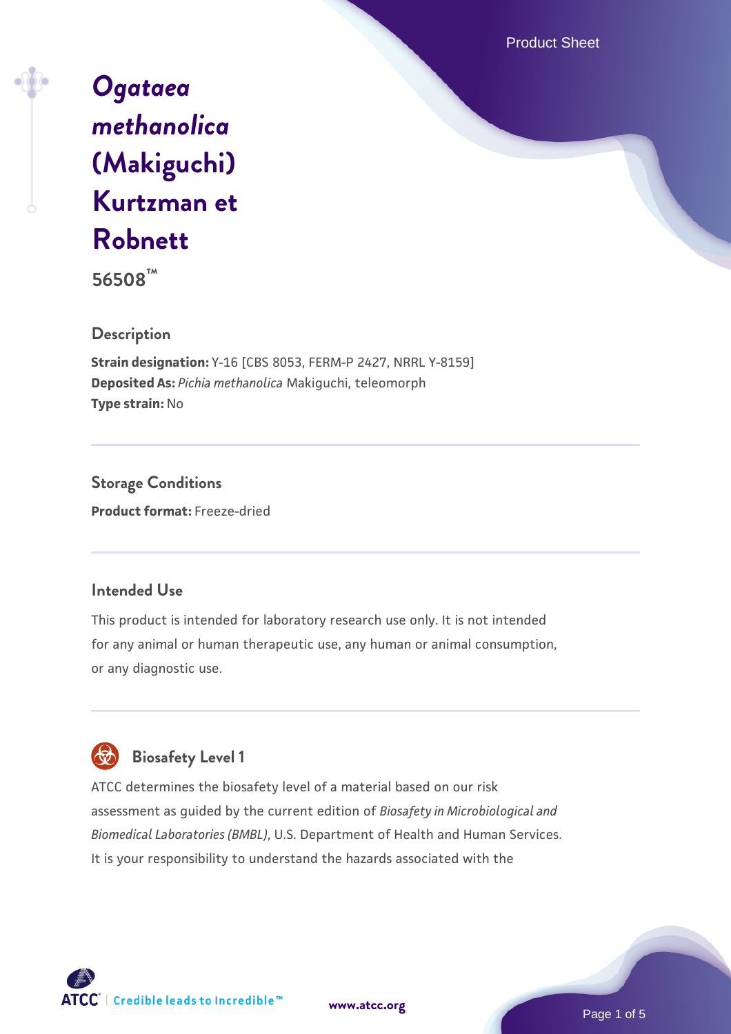# *Ogataea methanolica* (Makiguchi) Kurtzman et Robnett

**56508™**

## Description

**Strain designation:** Y-16 [CBS 8053, FERM-P 2427, NRRL Y-8159]
**Deposited As:** *Pichia methanolica* Makiguchi, teleomorph
**Type strain:** No

## Storage Conditions

**Product format:** Freeze-dried

## Intended Use

This product is intended for laboratory research use only. It is not intended for any animal or human therapeutic use, any human or animal consumption, or any diagnostic use.

## Biosafety Level 1

ATCC determines the biosafety level of a material based on our risk assessment as guided by the current edition of *Biosafety in Microbiological and Biomedical Laboratories (BMBL)*, U.S. Department of Health and Human Services. It is your responsibility to understand the hazards associated with the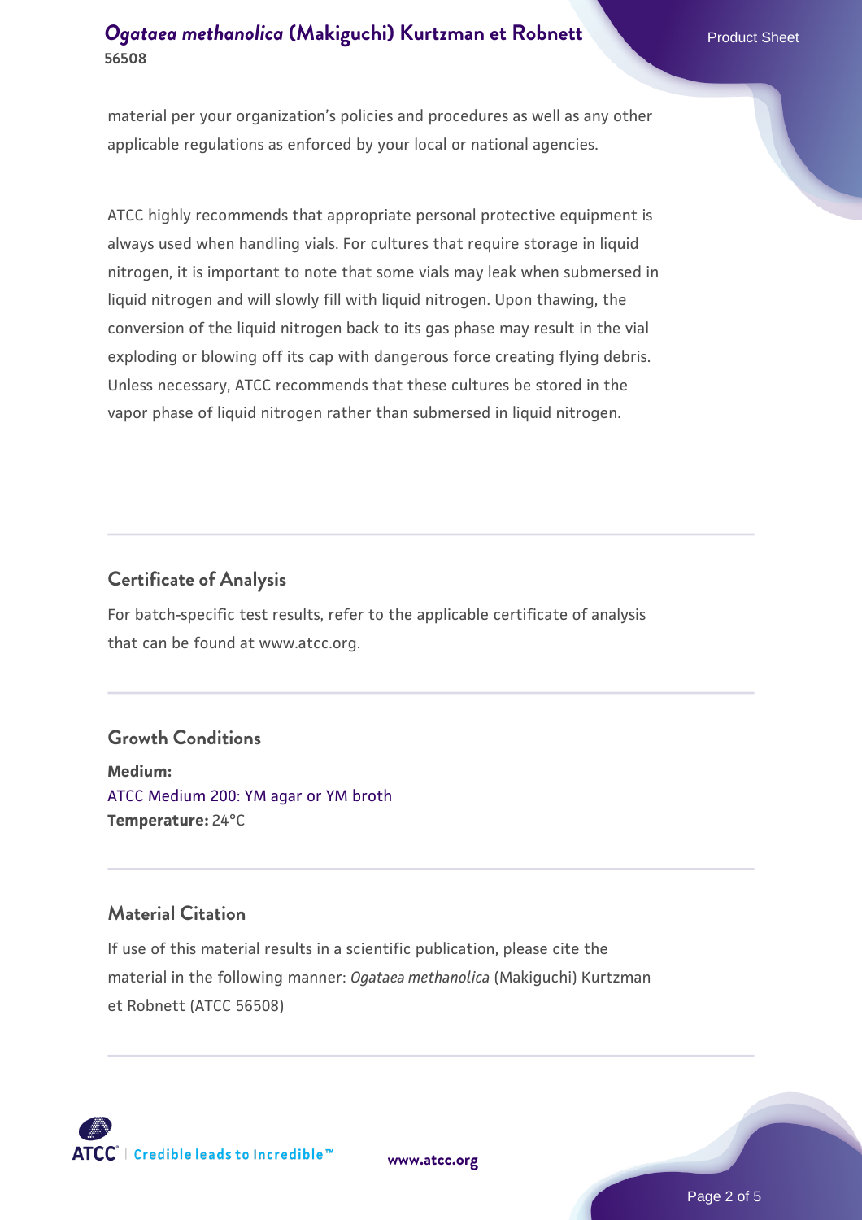material per your organization's policies and procedures as well as any other applicable regulations as enforced by your local or national agencies.

ATCC highly recommends that appropriate personal protective equipment is always used when handling vials. For cultures that require storage in liquid nitrogen, it is important to note that some vials may leak when submersed in liquid nitrogen and will slowly fill with liquid nitrogen. Upon thawing, the conversion of the liquid nitrogen back to its gas phase may result in the vial exploding or blowing off its cap with dangerous force creating flying debris. Unless necessary, ATCC recommends that these cultures be stored in the vapor phase of liquid nitrogen rather than submersed in liquid nitrogen.

## Certificate of Analysis

For batch-specific test results, refer to the applicable certificate of analysis that can be found at www.atcc.org.

## Growth Conditions

**Medium:**
ATCC Medium 200: YM agar or YM broth
**Temperature:** 24°C

## Material Citation

If use of this material results in a scientific publication, please cite the material in the following manner: *Ogataea methanolica* (Makiguchi) Kurtzman et Robnett (ATCC 56508)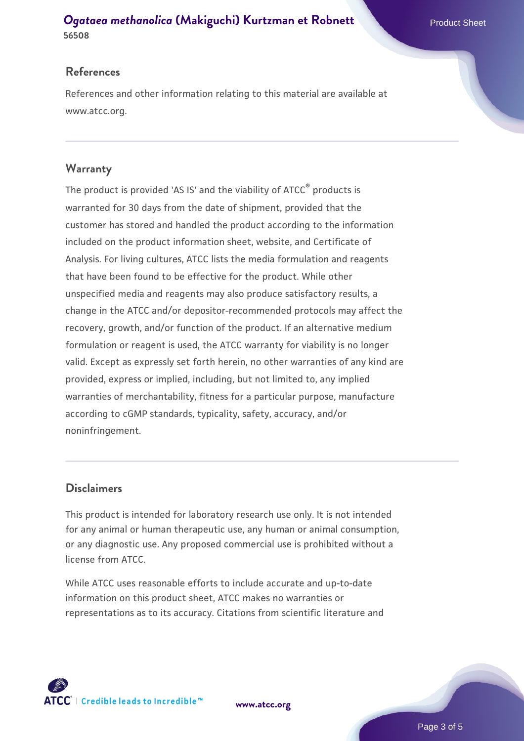## References

References and other information relating to this material are available at www.atcc.org.

## Warranty

The product is provided 'AS IS' and the viability of ATCC® products is warranted for 30 days from the date of shipment, provided that the customer has stored and handled the product according to the information included on the product information sheet, website, and Certificate of Analysis. For living cultures, ATCC lists the media formulation and reagents that have been found to be effective for the product. While other unspecified media and reagents may also produce satisfactory results, a change in the ATCC and/or depositor-recommended protocols may affect the recovery, growth, and/or function of the product. If an alternative medium formulation or reagent is used, the ATCC warranty for viability is no longer valid. Except as expressly set forth herein, no other warranties of any kind are provided, express or implied, including, but not limited to, any implied warranties of merchantability, fitness for a particular purpose, manufacture according to cGMP standards, typicality, safety, accuracy, and/or noninfringement.

## Disclaimers

This product is intended for laboratory research use only. It is not intended for any animal or human therapeutic use, any human or animal consumption, or any diagnostic use. Any proposed commercial use is prohibited without a license from ATCC.

While ATCC uses reasonable efforts to include accurate and up-to-date information on this product sheet, ATCC makes no warranties or representations as to its accuracy. Citations from scientific literature and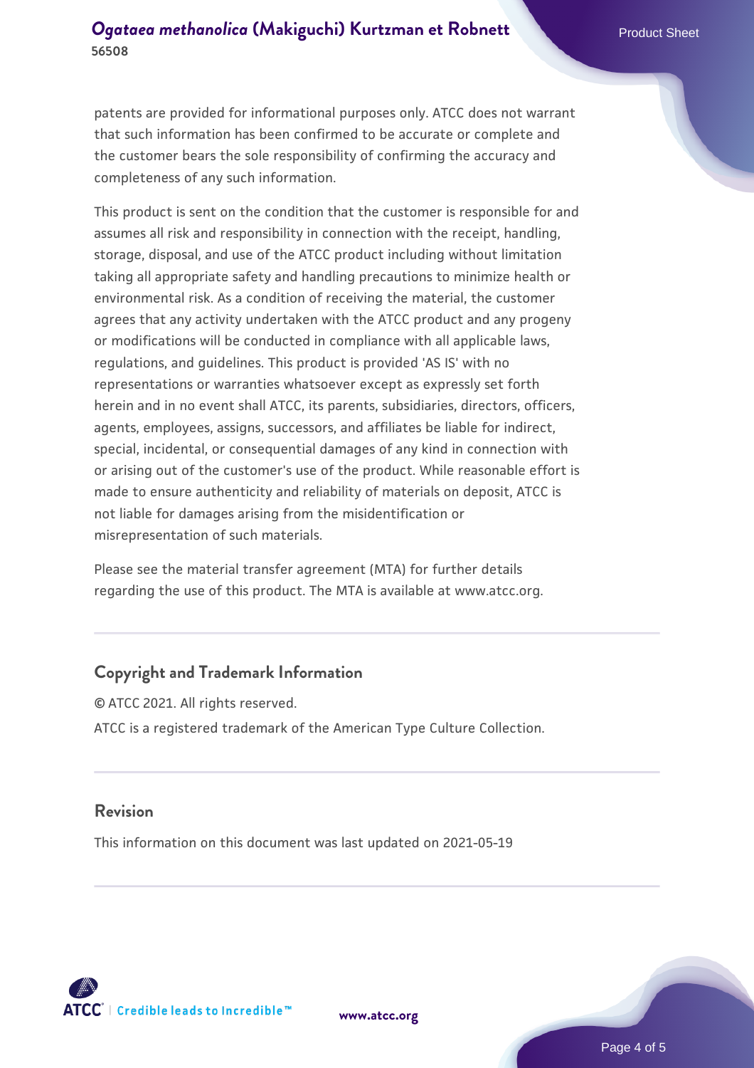patents are provided for informational purposes only. ATCC does not warrant that such information has been confirmed to be accurate or complete and the customer bears the sole responsibility of confirming the accuracy and completeness of any such information.

This product is sent on the condition that the customer is responsible for and assumes all risk and responsibility in connection with the receipt, handling, storage, disposal, and use of the ATCC product including without limitation taking all appropriate safety and handling precautions to minimize health or environmental risk. As a condition of receiving the material, the customer agrees that any activity undertaken with the ATCC product and any progeny or modifications will be conducted in compliance with all applicable laws, regulations, and guidelines. This product is provided 'AS IS' with no representations or warranties whatsoever except as expressly set forth herein and in no event shall ATCC, its parents, subsidiaries, directors, officers, agents, employees, assigns, successors, and affiliates be liable for indirect, special, incidental, or consequential damages of any kind in connection with or arising out of the customer's use of the product. While reasonable effort is made to ensure authenticity and reliability of materials on deposit, ATCC is not liable for damages arising from the misidentification or misrepresentation of such materials.

Please see the material transfer agreement (MTA) for further details regarding the use of this product. The MTA is available at www.atcc.org.

## Copyright and Trademark Information

© ATCC 2021. All rights reserved.

ATCC is a registered trademark of the American Type Culture Collection.

## Revision

This information on this document was last updated on 2021-05-19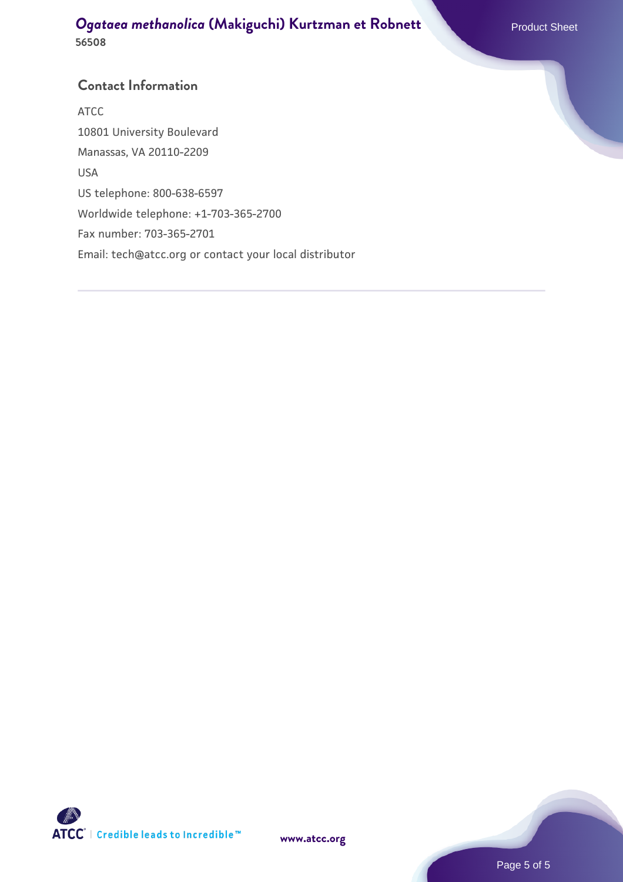## Contact Information

ATCC

10801 University Boulevard

Manassas, VA 20110-2209

USA

US telephone: 800-638-6597

Worldwide telephone: +1-703-365-2700

Fax number: 703-365-2701

Email: tech@atcc.org or contact your local distributor